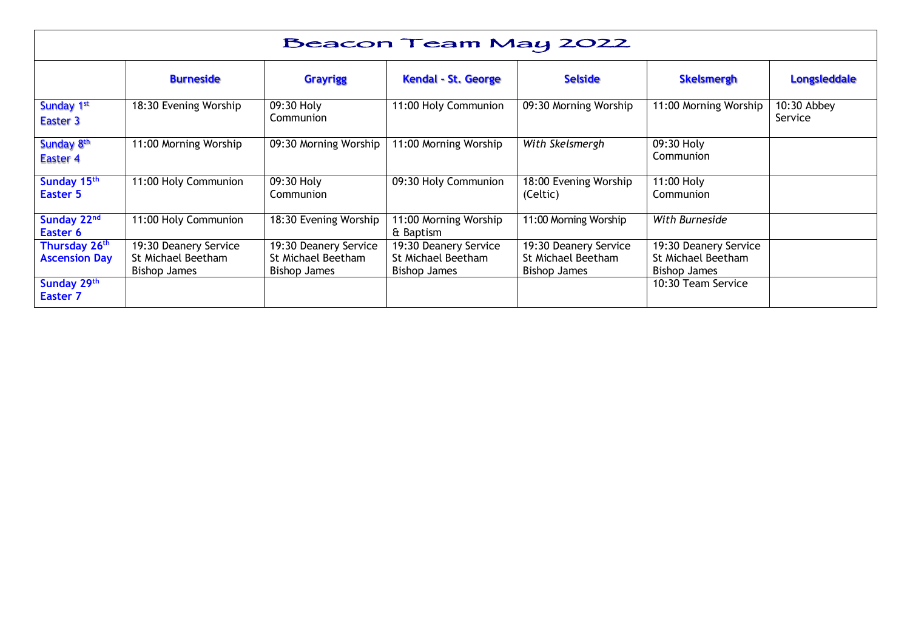# Beacon Team May 2022

| | Burneside | Grayrigg | Kendal - St. George | Selside | Skelsmergh | Longsleddale |
|---|---|---|---|---|---|---|
| Sunday 1st Easter 3 | 18:30 Evening Worship | 09:30 Holy Communion | 11:00 Holy Communion | 09:30 Morning Worship | 11:00 Morning Worship | 10:30 Abbey Service |
| Sunday 8th Easter 4 | 11:00 Morning Worship | 09:30 Morning Worship | 11:00 Morning Worship | *With Skelsmergh* | 09:30 Holy Communion | |
| Sunday 15th Easter 5 | 11:00 Holy Communion | 09:30 Holy Communion | 09:30 Holy Communion | 18:00 Evening Worship (Celtic) | 11:00 Holy Communion | |
| Sunday 22nd Easter 6 | 11:00 Holy Communion | 18:30 Evening Worship | 11:00 Morning Worship & Baptism | 11:00 Morning Worship | *With Burneside* | |
| Thursday 26th Ascension Day | 19:30 Deanery Service St Michael Beetham Bishop James | 19:30 Deanery Service St Michael Beetham Bishop James | 19:30 Deanery Service St Michael Beetham Bishop James | 19:30 Deanery Service St Michael Beetham Bishop James | 19:30 Deanery Service St Michael Beetham Bishop James | |
| Sunday 29th Easter 7 | | | | | 10:30 Team Service | |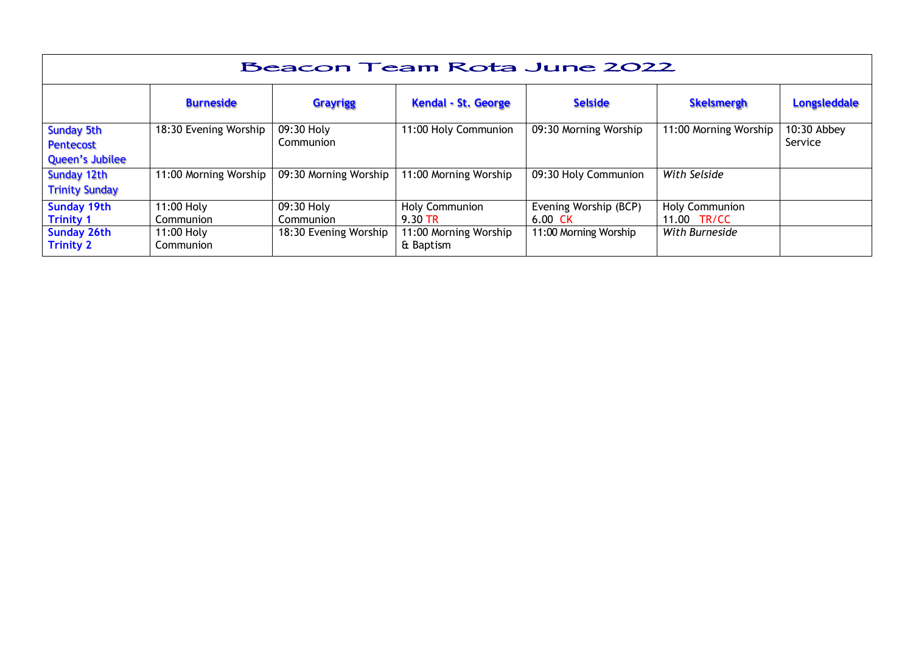# Beacon Team Rota June 2022

| | Burneside | Grayrigg | Kendal - St. George | Selside | Skelsmergh | Longsleddale |
|---|---|---|---|---|---|---|
| Sunday 5th Pentecost Queen's Jubilee | 18:30 Evening Worship | 09:30 Holy Communion | 11:00 Holy Communion | 09:30 Morning Worship | 11:00 Morning Worship | 10:30 Abbey Service |
| Sunday 12th Trinity Sunday | 11:00 Morning Worship | 09:30 Morning Worship | 11:00 Morning Worship | 09:30 Holy Communion | *With Selside* | |
| Sunday 19th Trinity 1 | 11:00 Holy Communion | 09:30 Holy Communion | Holy Communion 9.30 TR | Evening Worship (BCP) 6.00 CK | Holy Communion 11.00 TR/CC | |
| Sunday 26th Trinity 2 | 11:00 Holy Communion | 18:30 Evening Worship | 11:00 Morning Worship & Baptism | 11:00 Morning Worship | *With Burneside* | |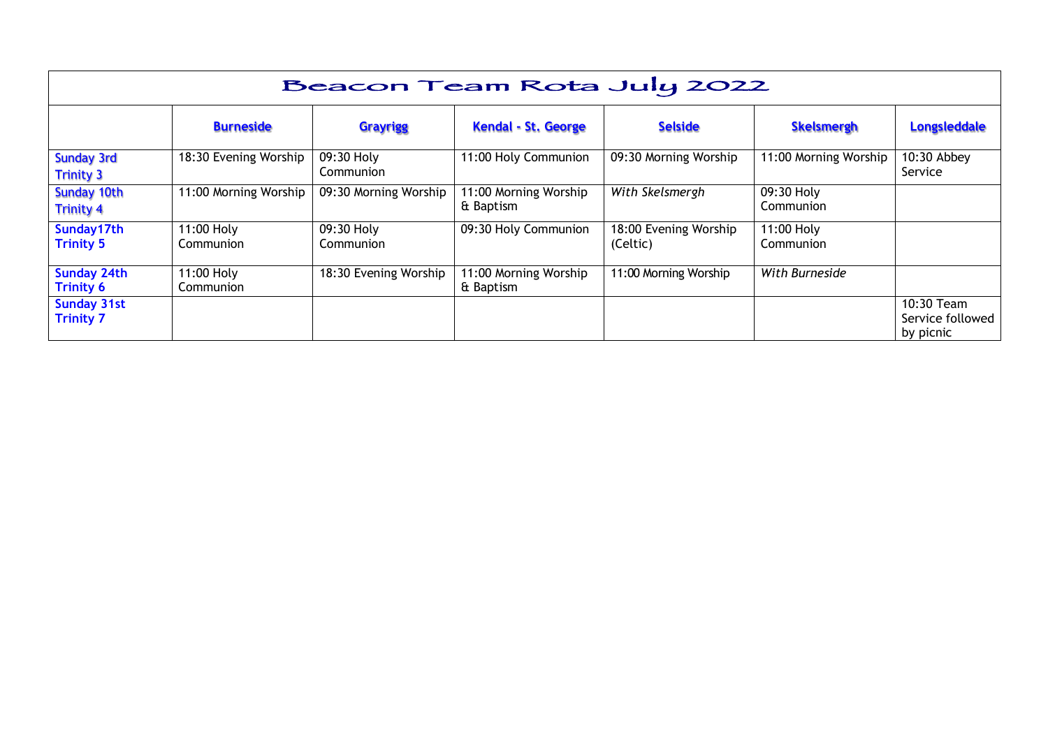# Beacon Team Rota July 2022

| | Burneside | Grayrigg | Kendal - St. George | Selside | Skelsmergh | Longsleddale |
|---|---|---|---|---|---|---|
| **Sunday 3rd Trinity 3** | 18:30 Evening Worship | 09:30 Holy Communion | 11:00 Holy Communion | 09:30 Morning Worship | 11:00 Morning Worship | 10:30 Abbey Service |
| **Sunday 10th Trinity 4** | 11:00 Morning Worship | 09:30 Morning Worship | 11:00 Morning Worship & Baptism | *With Skelsmergh* | 09:30 Holy Communion | |
| **Sunday17th Trinity 5** | 11:00 Holy Communion | 09:30 Holy Communion | 09:30 Holy Communion | 18:00 Evening Worship (Celtic) | 11:00 Holy Communion | |
| **Sunday 24th Trinity 6** | 11:00 Holy Communion | 18:30 Evening Worship | 11:00 Morning Worship & Baptism | 11:00 Morning Worship | *With Burneside* | |
| **Sunday 31st Trinity 7** | | | | | | 10:30 Team Service followed by picnic |